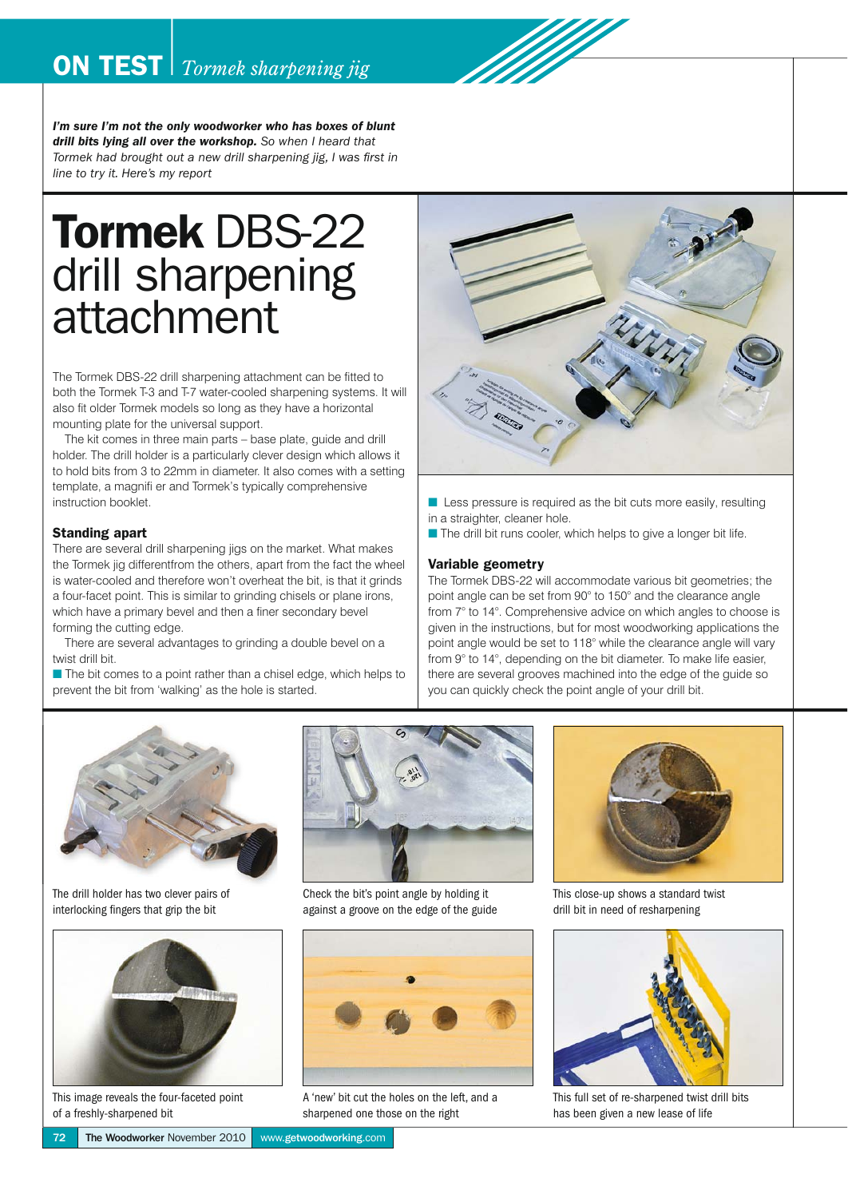*I'm sure I'm not the only woodworker who has boxes of blunt drill bits lying all over the workshop.* So when I heard that Tormek had brought out a new drill sharpening jig, I was first in line to try it. Here's my report

# Tormek DBS-22 drill sharpening attachment

The Tormek DBS-22 drill sharpening attachment can be fitted to both the Tormek T-3 and T-7 water-cooled sharpening systems. It will also fit older Tormek models so long as they have a horizontal mounting plate for the universal support.

The kit comes in three main parts – base plate, guide and drill holder. The drill holder is a particularly clever design which allows it to hold bits from 3 to 22mm in diameter. It also comes with a setting template, a magnifi er and Tormek's typically comprehensive instruction booklet.

## Standing apart

There are several drill sharpening jigs on the market. What makes the Tormek jig differentfrom the others, apart from the fact the wheel is water-cooled and therefore won't overheat the bit, is that it grinds a four-facet point. This is similar to grinding chisels or plane irons, which have a primary bevel and then a finer secondary bevel forming the cutting edge.

There are several advantages to grinding a double bevel on a twist drill bit.

- The bit comes to a point rather than a chisel edge, which helps to prevent the bit from 'walking' as the hole is started.
- Less pressure is required as the bit cuts more easily, resulting in a straighter, cleaner hole.
- The drill bit runs cooler, which helps to give a longer bit life.

## Variable geometry

The Tormek DBS-22 will accommodate various bit geometries; the point angle can be set from 90° to 150° and the clearance angle from 7° to 14°. Comprehensive advice on which angles to choose is given in the instructions, but for most woodworking applications the point angle would be set to 118° while the clearance angle will vary from 9° to 14°, depending on the bit diameter. To make life easier, there are several grooves machined into the edge of the guide so you can quickly check the point angle of your drill bit.

The drill holder has two clever pairs of interlocking fingers that grip the bit

Check the bit's point angle by holding it against a groove on the edge of the guide

This close-up shows a standard twist drill bit in need of resharpening

This image reveals the four-faceted point of a freshly-sharpened bit

A 'new' bit cut the holes on the left, and a sharpened one those on the right

This full set of re-sharpened twist drill bits has been given a new lease of life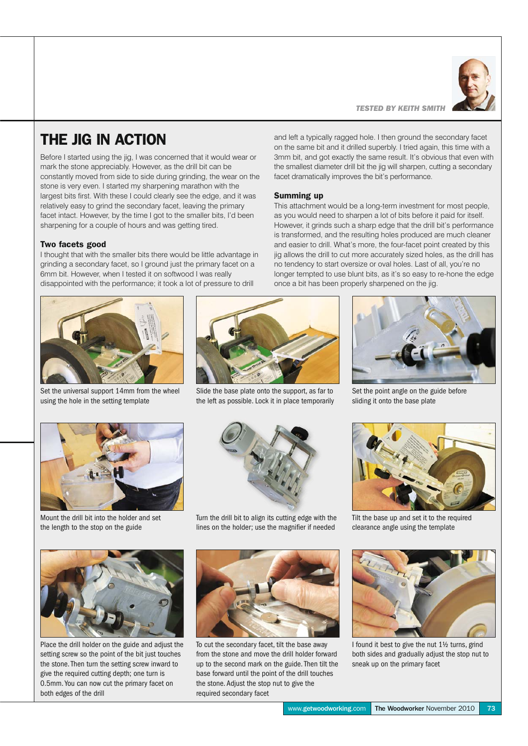*TESTED BY KEITH SMITH*

## THE JIG IN ACTION

Before I started using the jig, I was concerned that it would wear or mark the stone appreciably. However, as the drill bit can be constantly moved from side to side during grinding, the wear on the stone is very even. I started my sharpening marathon with the largest bits first. With these I could clearly see the edge, and it was relatively easy to grind the secondary facet, leaving the primary facet intact. However, by the time I got to the smaller bits, I'd been sharpening for a couple of hours and was getting tired.

### Two facets good

I thought that with the smaller bits there would be little advantage in grinding a secondary facet, so I ground just the primary facet on a 6mm bit. However, when I tested it on softwood I was really disappointed with the performance; it took a lot of pressure to drill and left a typically ragged hole. I then ground the secondary facet on the same bit and it drilled superbly. I tried again, this time with a 3mm bit, and got exactly the same result. It's obvious that even with the smallest diameter drill bit the jig will sharpen, cutting a secondary facet dramatically improves the bit's performance.

### Summing up

This attachment would be a long-term investment for most people, as you would need to sharpen a lot of bits before it paid for itself. However, it grinds such a sharp edge that the drill bit's performance is transformed, and the resulting holes produced are much cleaner and easier to drill. What's more, the four-facet point created by this jig allows the drill to cut more accurately sized holes, as the drill has no tendency to start oversize or oval holes. Last of all, you're no longer tempted to use blunt bits, as it's so easy to re-hone the edge once a bit has been properly sharpened on the jig.

Set the universal support 14mm from the wheel using the hole in the setting template

Slide the base plate onto the support, as far to the left as possible. Lock it in place temporarily

Set the point angle on the guide before sliding it onto the base plate

Mount the drill bit into the holder and set the length to the stop on the guide

Turn the drill bit to align its cutting edge with the lines on the holder; use the magnifier if needed

Tilt the base up and set it to the required clearance angle using the template

Place the drill holder on the guide and adjust the setting screw so the point of the bit just touches the stone. Then turn the setting screw inward to give the required cutting depth; one turn is 0.5mm. You can now cut the primary facet on both edges of the drill

To cut the secondary facet, tilt the base away from the stone and move the drill holder forward up to the second mark on the guide. Then tilt the base forward until the point of the drill touches the stone. Adjust the stop nut to give the required secondary facet

I found it best to give the nut 1½ turns, grind both sides and gradually adjust the stop nut to sneak up on the primary facet